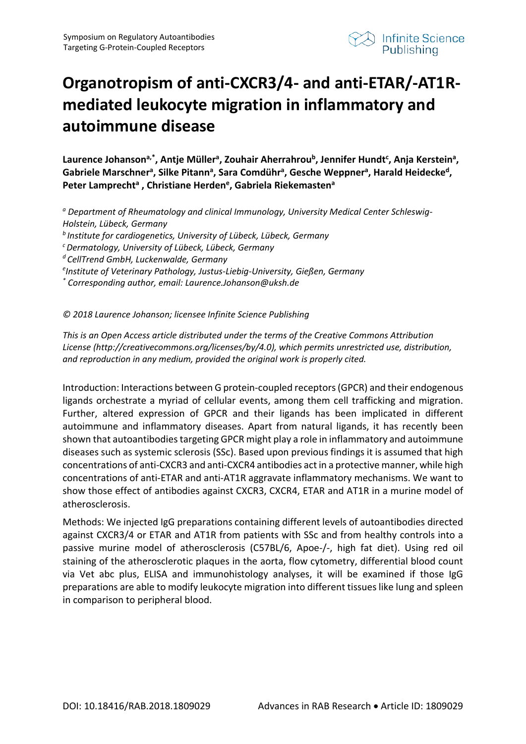Symposium on Regulatory Autoantibodies Targeting G-Protein-Coupled Receptors

# Organotropism of anti-CXCR3/4- and anti-ETAR/-AT1R-mediated leukocyte migration in inflammatory and autoimmune disease

**Laurence Johanson[a,*], Antje Müller[a], Zouhair Aherrahrou[b], Jennifer Hundt[c], Anja Kerstein[a], Gabriele Marschner[a], Silke Pitann[a], Sara Comdühr[a], Gesche Weppner[a], Harald Heidecke[d], Peter Lamprecht[a], Christiane Herden[e], Gabriela Riekemasten[a]**

*[a] Department of Rheumatology and clinical Immunology, University Medical Center Schleswig-Holstein, Lübeck, Germany*
*[b] Institute for cardiogenetics, University of Lübeck, Lübeck, Germany*
*[c] Dermatology, University of Lübeck, Lübeck, Germany*
*[d] CellTrend GmbH, Luckenwalde, Germany*
*[e] Institute of Veterinary Pathology, Justus-Liebig-University, Gießen, Germany*
*[*] Corresponding author, email: Laurence.Johanson@uksh.de*

*© 2018 Laurence Johanson; licensee Infinite Science Publishing*

*This is an Open Access article distributed under the terms of the Creative Commons Attribution License (http://creativecommons.org/licenses/by/4.0), which permits unrestricted use, distribution, and reproduction in any medium, provided the original work is properly cited.*

Introduction: Interactions between G protein-coupled receptors (GPCR) and their endogenous ligands orchestrate a myriad of cellular events, among them cell trafficking and migration. Further, altered expression of GPCR and their ligands has been implicated in different autoimmune and inflammatory diseases. Apart from natural ligands, it has recently been shown that autoantibodies targeting GPCR might play a role in inflammatory and autoimmune diseases such as systemic sclerosis (SSc). Based upon previous findings it is assumed that high concentrations of anti-CXCR3 and anti-CXCR4 antibodies act in a protective manner, while high concentrations of anti-ETAR and anti-AT1R aggravate inflammatory mechanisms. We want to show those effect of antibodies against CXCR3, CXCR4, ETAR and AT1R in a murine model of atherosclerosis.

Methods: We injected IgG preparations containing different levels of autoantibodies directed against CXCR3/4 or ETAR and AT1R from patients with SSc and from healthy controls into a passive murine model of atherosclerosis (C57BL/6, Apoe-/-, high fat diet). Using red oil staining of the atherosclerotic plaques in the aorta, flow cytometry, differential blood count via Vet abc plus, ELISA and immunohistology analyses, it will be examined if those IgG preparations are able to modify leukocyte migration into different tissues like lung and spleen in comparison to peripheral blood.

DOI: 10.18416/RAB.2018.1809029 Advances in RAB Research • Article ID: 1809029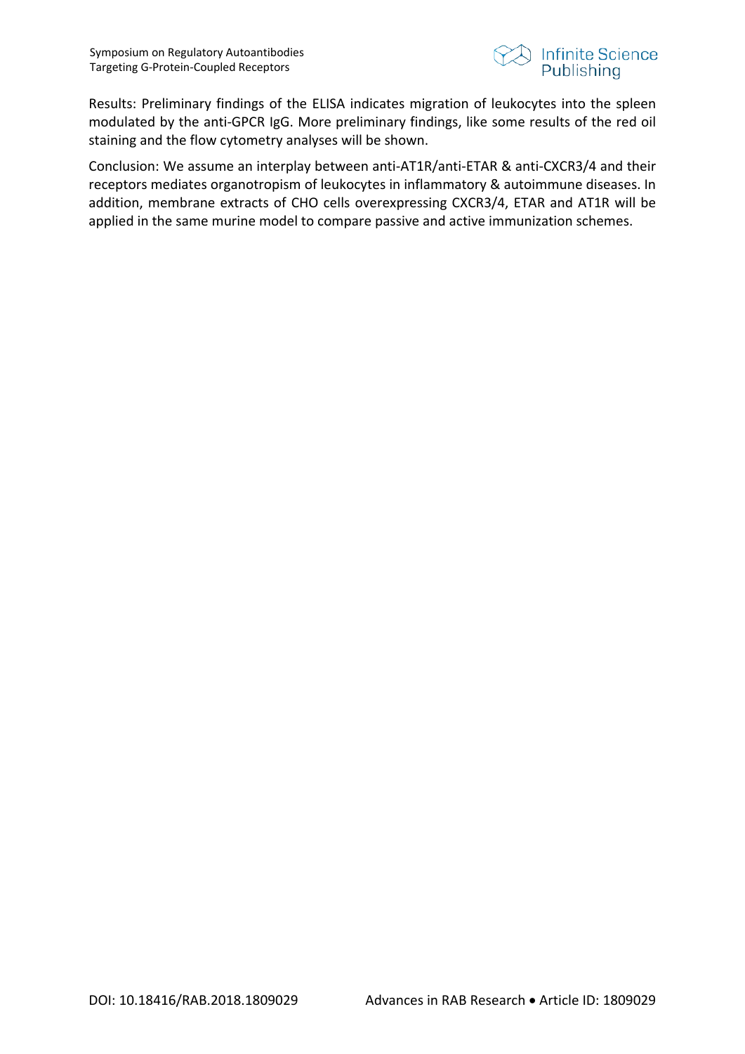Results: Preliminary findings of the ELISA indicates migration of leukocytes into the spleen modulated by the anti-GPCR IgG. More preliminary findings, like some results of the red oil staining and the flow cytometry analyses will be shown.

Conclusion: We assume an interplay between anti-AT1R/anti-ETAR & anti-CXCR3/4 and their receptors mediates organotropism of leukocytes in inflammatory & autoimmune diseases. In addition, membrane extracts of CHO cells overexpressing CXCR3/4, ETAR and AT1R will be applied in the same murine model to compare passive and active immunization schemes.